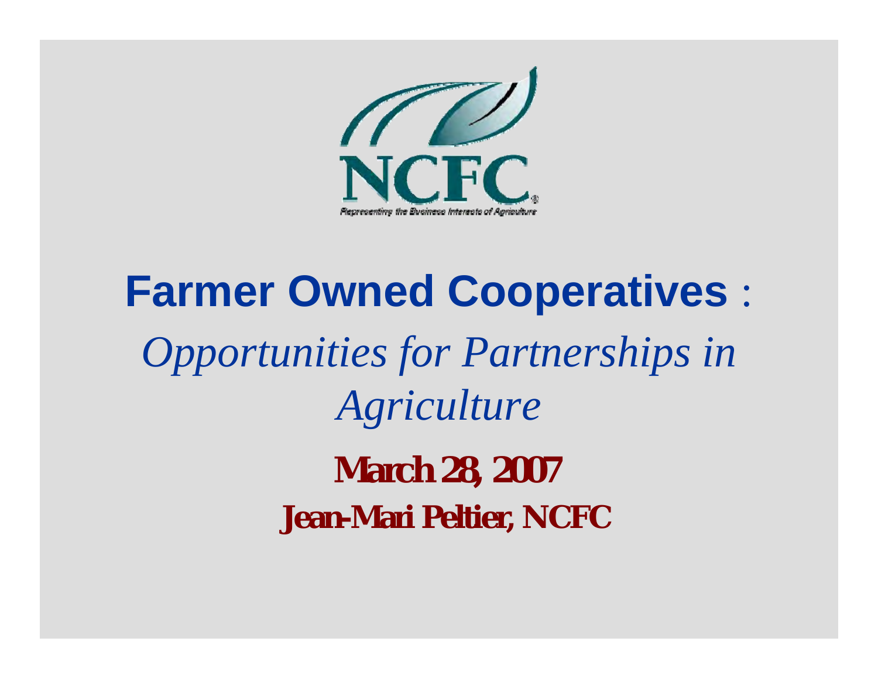NCFC

*Representing the Business Interests of Agriculture*

# Farmer Owned Cooperatives :

*Opportunities for Partnerships in Agriculture*

**March 28, 2007**

**Jean-Mari Peltier, NCFC**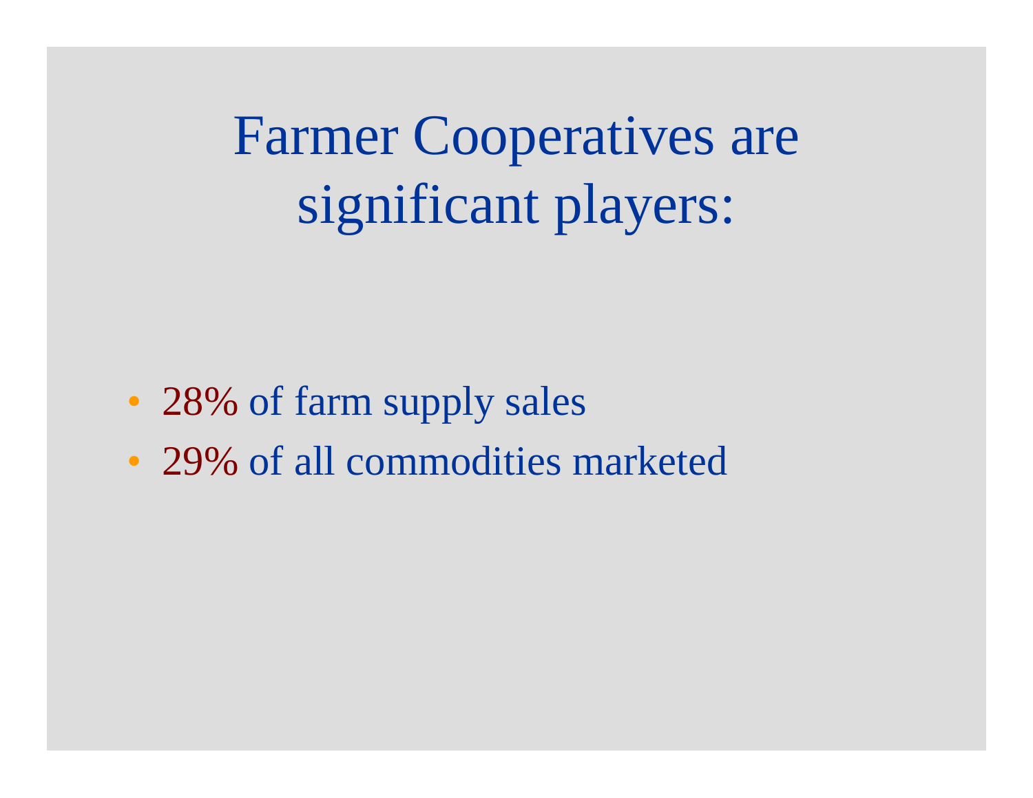# Farmer Cooperatives are significant players:

- 28% of farm supply sales
- 29% of all commodities marketed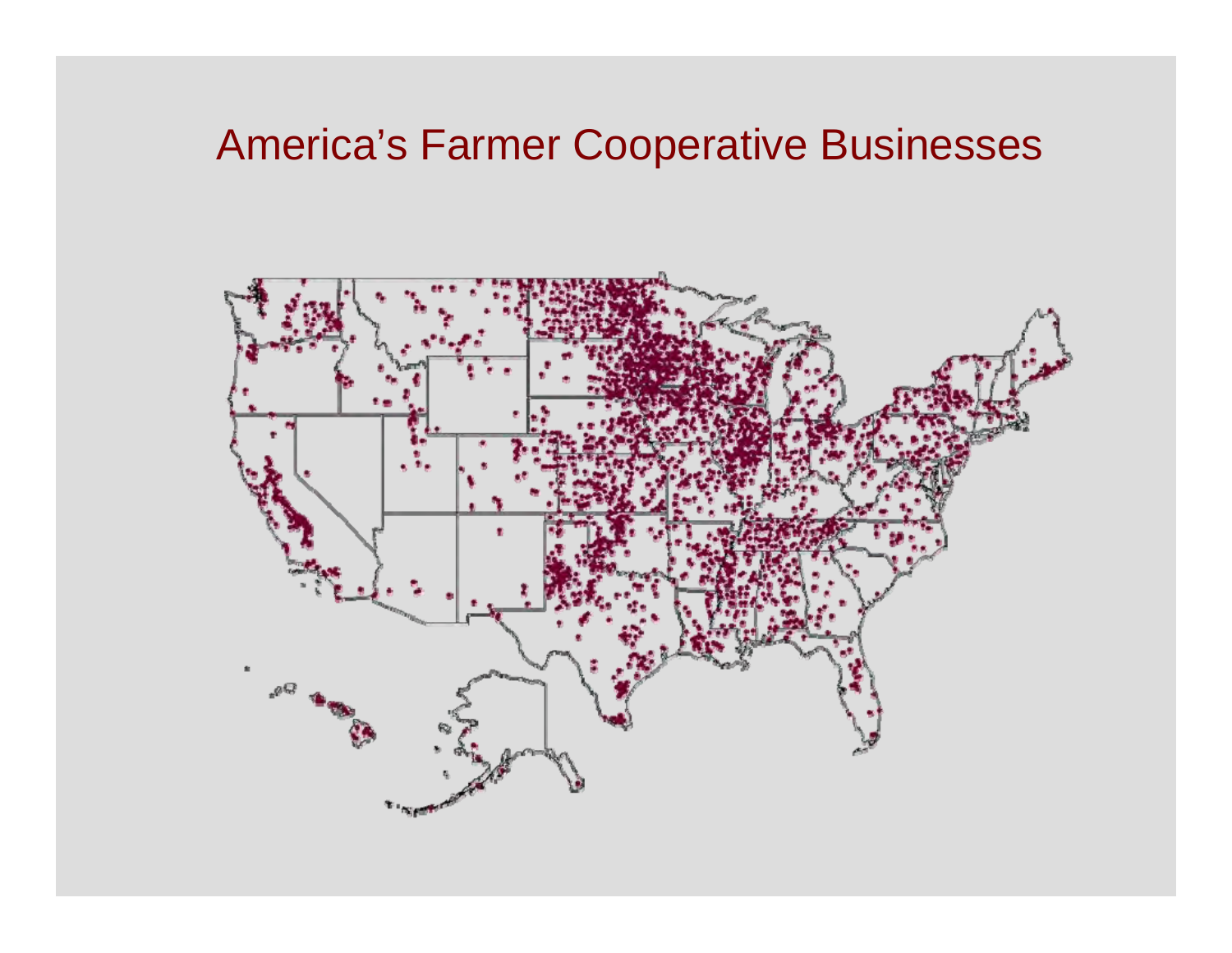# America's Farmer Cooperative Businesses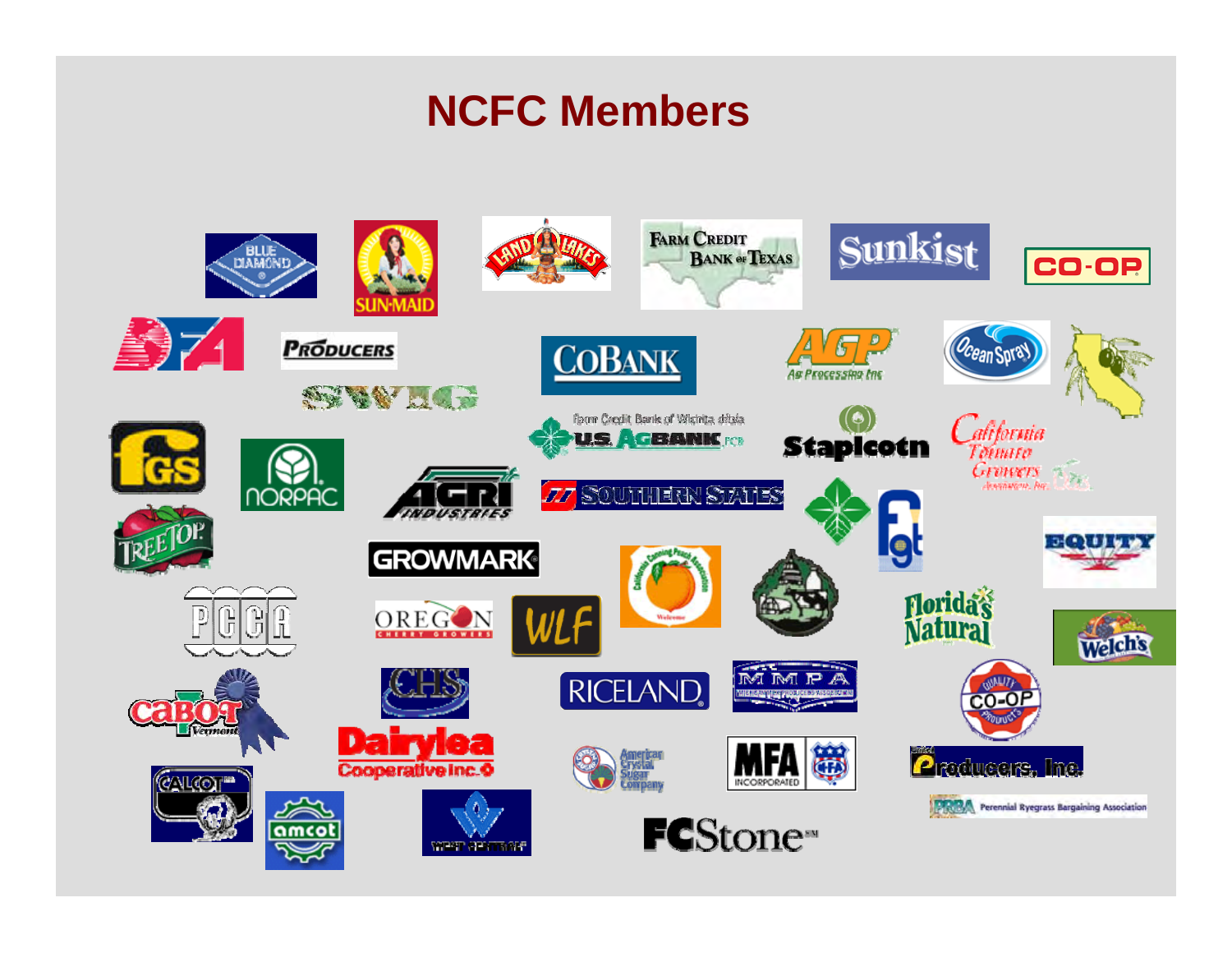# NCFC Members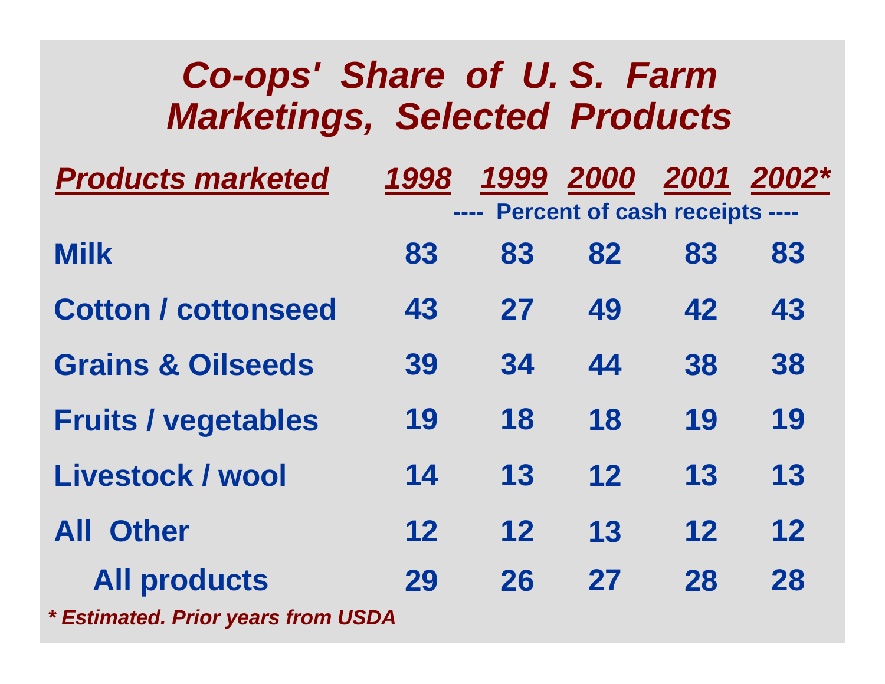# *Co-ops' Share of U. S. Farm Marketings, Selected Products*

| Products marketed | 1998 | 1999 | 2000 | 2001 | 2002* |
|---|---|---|---|---|---|
| | ---- Percent of cash receipts ---- | | | | |
| Milk | 83 | 83 | 82 | 83 | 83 |
| Cotton / cottonseed | 43 | 27 | 49 | 42 | 43 |
| Grains & Oilseeds | 39 | 34 | 44 | 38 | 38 |
| Fruits / vegetables | 19 | 18 | 18 | 19 | 19 |
| Livestock / wool | 14 | 13 | 12 | 13 | 13 |
| All Other | 12 | 12 | 13 | 12 | 12 |
| All products | 29 | 26 | 27 | 28 | 28 |

*\* Estimated. Prior years from USDA*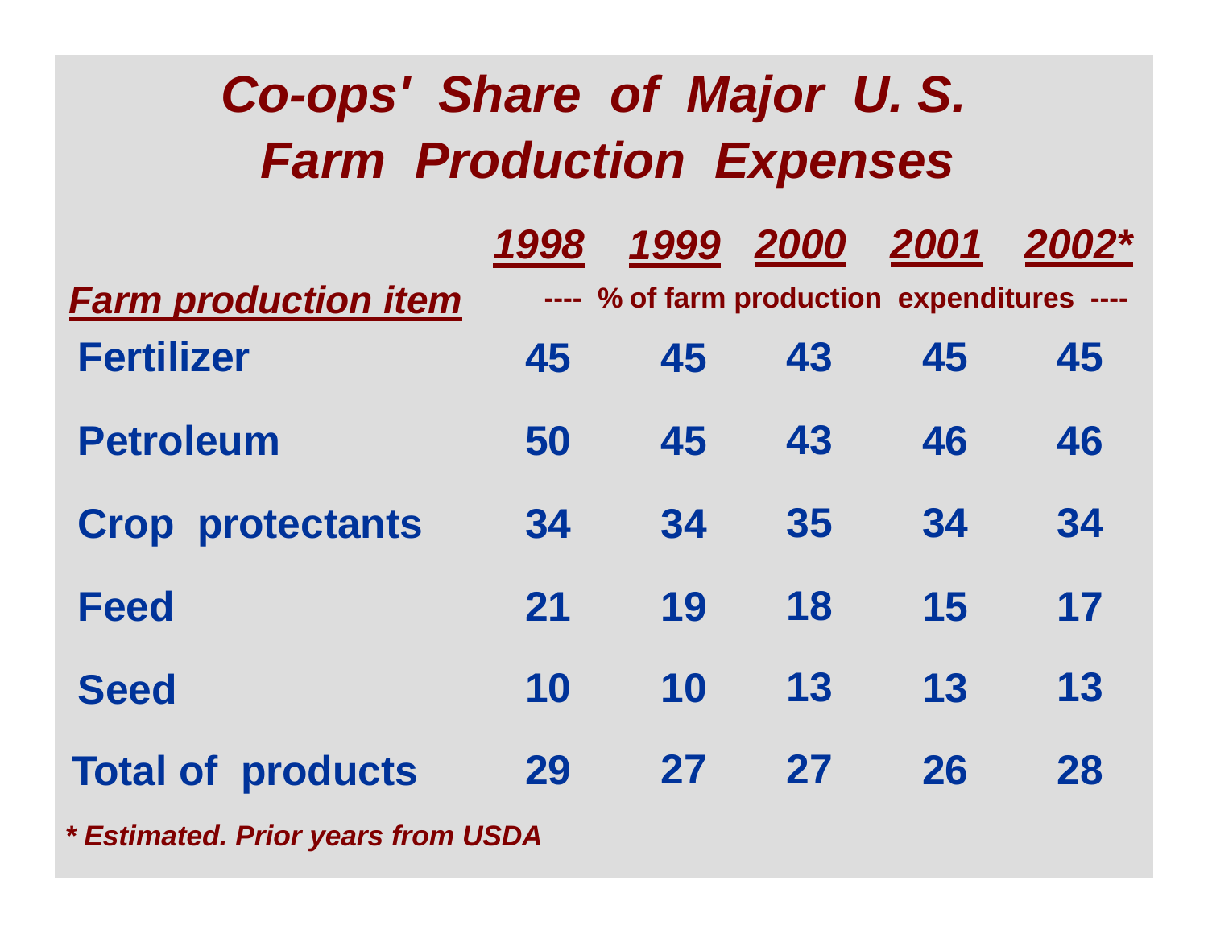# *Co-ops' Share of Major U. S. Farm Production Expenses*

| Farm production item | 1998 | 1999 | 2000 | 2001 | 2002* |
|---|---|---|---|---|---|
| | ---- % of farm production expenditures ---- | | | | |
| Fertilizer | 45 | 45 | 43 | 45 | 45 |
| Petroleum | 50 | 45 | 43 | 46 | 46 |
| Crop protectants | 34 | 34 | 35 | 34 | 34 |
| Feed | 21 | 19 | 18 | 15 | 17 |
| Seed | 10 | 10 | 13 | 13 | 13 |
| Total of products | 29 | 27 | 27 | 26 | 28 |

*\* Estimated. Prior years from USDA*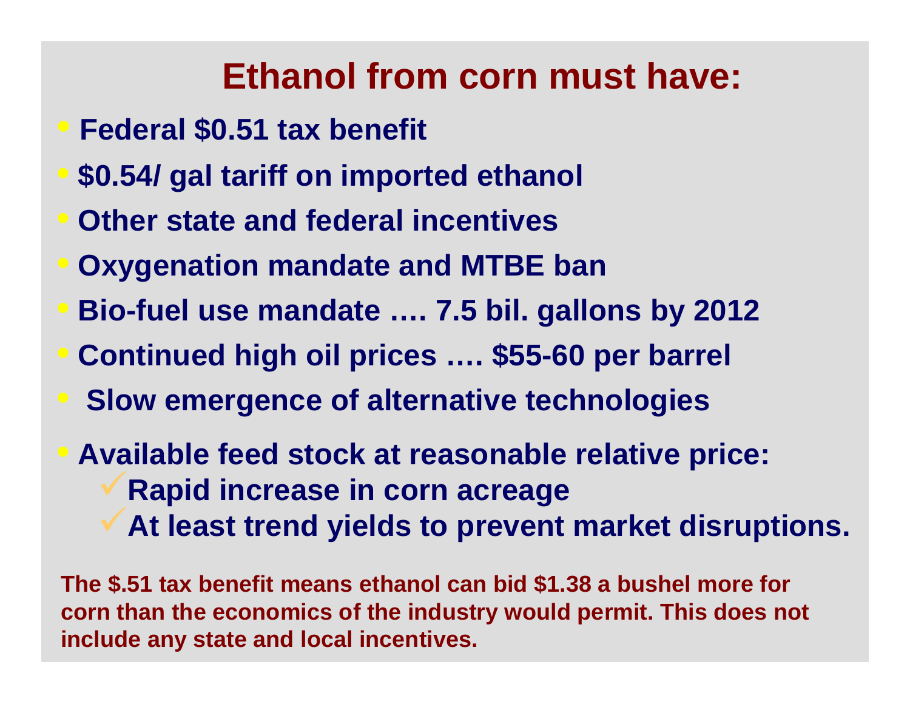# Ethanol from corn must have:

- **Federal $0.51 tax benefit**
- **$0.54/ gal tariff on imported ethanol**
- **Other state and federal incentives**
- **Oxygenation mandate and MTBE ban**
- **Bio-fuel use mandate …. 7.5 bil. gallons by 2012**
- **Continued high oil prices …. $55-60 per barrel**
- **Slow emergence of alternative technologies**
- **Available feed stock at reasonable relative price:**
  - ✓ **Rapid increase in corn acreage**
  - ✓ **At least trend yields to prevent market disruptions.**

**The $.51 tax benefit means ethanol can bid $1.38 a bushel more for corn than the economics of the industry would permit. This does not include any state and local incentives.**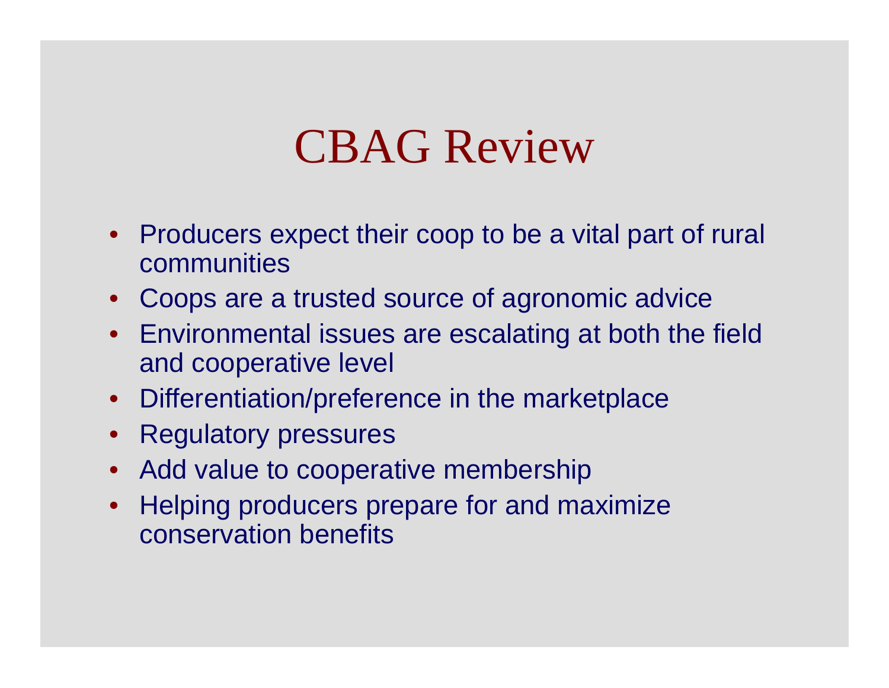# CBAG Review

- Producers expect their coop to be a vital part of rural communities
- Coops are a trusted source of agronomic advice
- Environmental issues are escalating at both the field and cooperative level
- Differentiation/preference in the marketplace
- Regulatory pressures
- Add value to cooperative membership
- Helping producers prepare for and maximize conservation benefits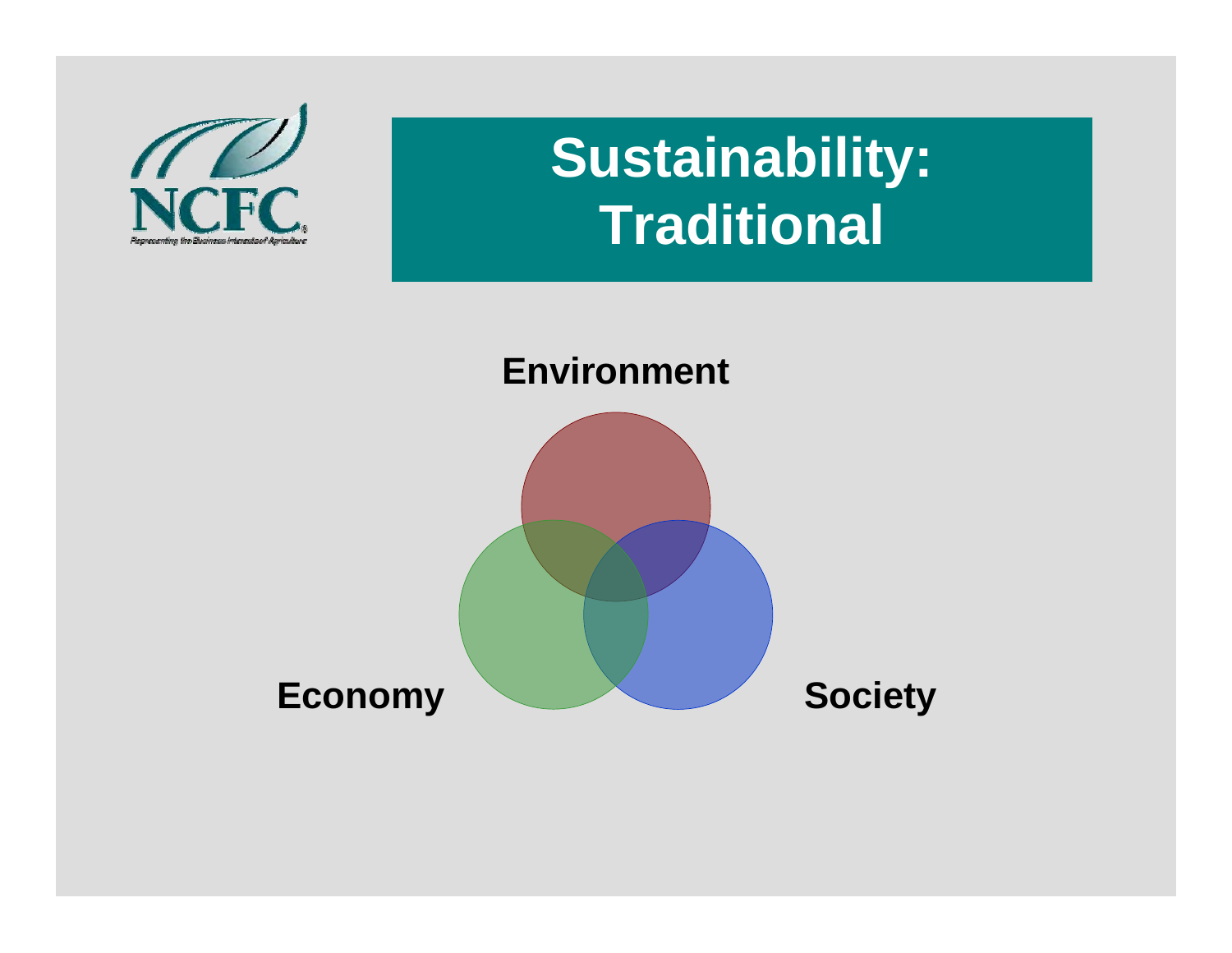# Sustainability: Traditional

Environment

Economy

Society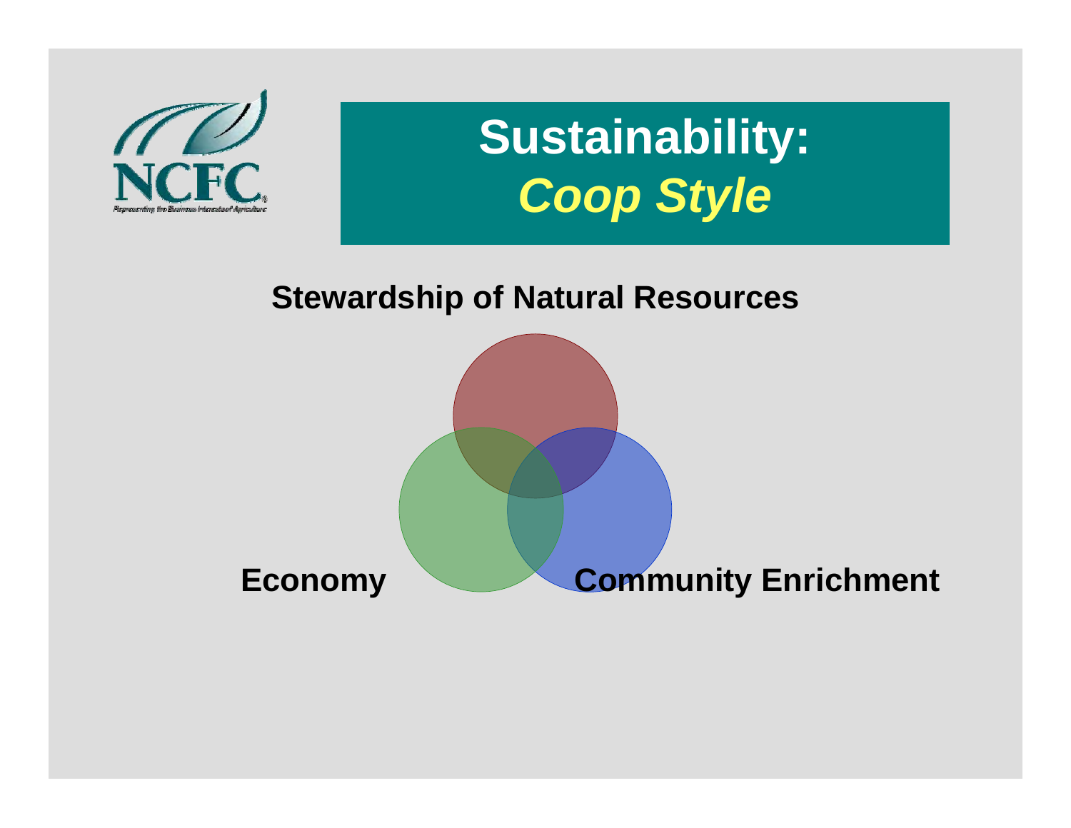# Sustainability: *Coop Style*

**Stewardship of Natural Resources**

**Economy**

**Community Enrichment**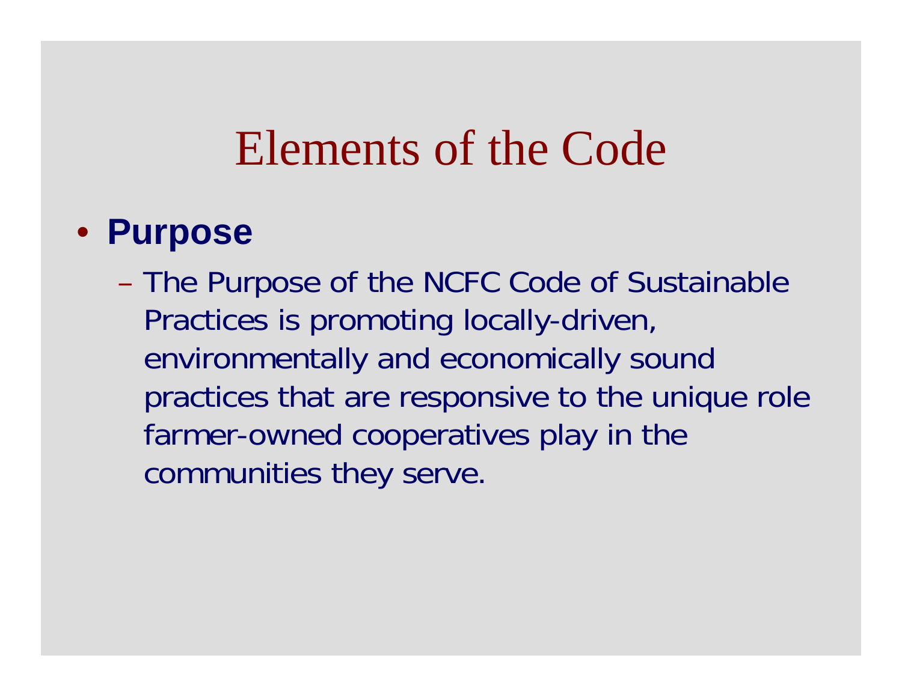# Elements of the Code

- **Purpose**
  - The Purpose of the NCFC Code of Sustainable Practices is promoting locally-driven, environmentally and economically sound practices that are responsive to the unique role farmer-owned cooperatives play in the communities they serve.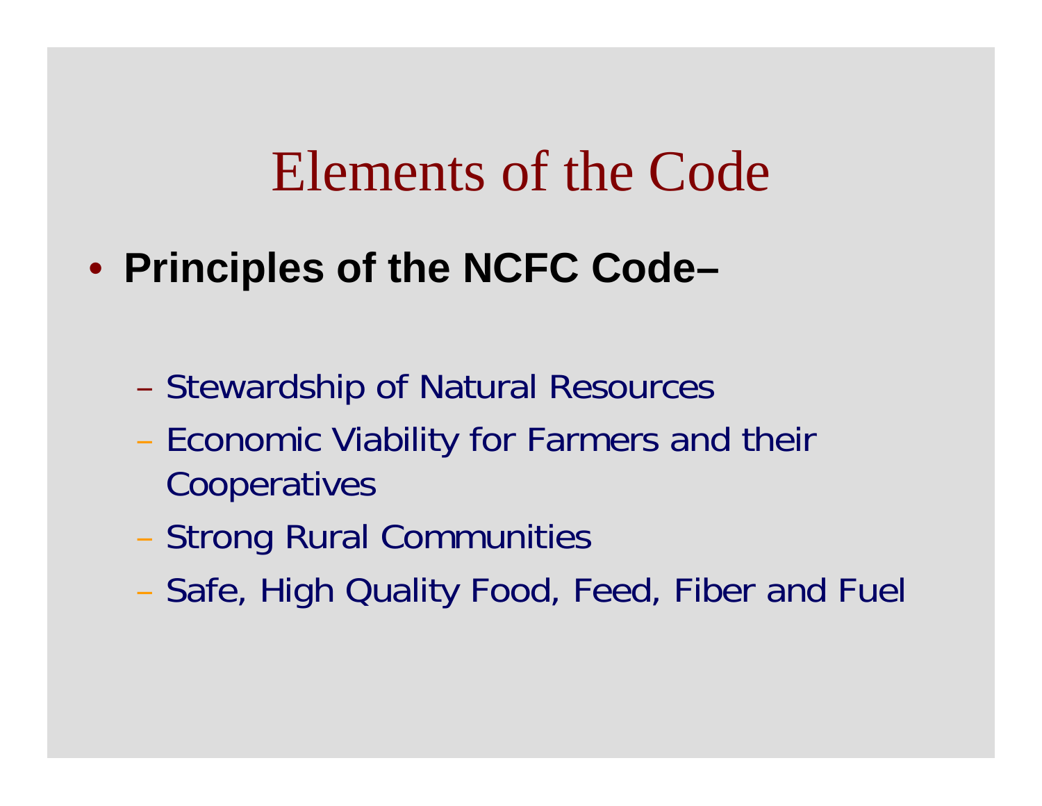# Elements of the Code

- **Principles of the NCFC Code–**
  - Stewardship of Natural Resources
  - Economic Viability for Farmers and their Cooperatives
  - Strong Rural Communities
  - Safe, High Quality Food, Feed, Fiber and Fuel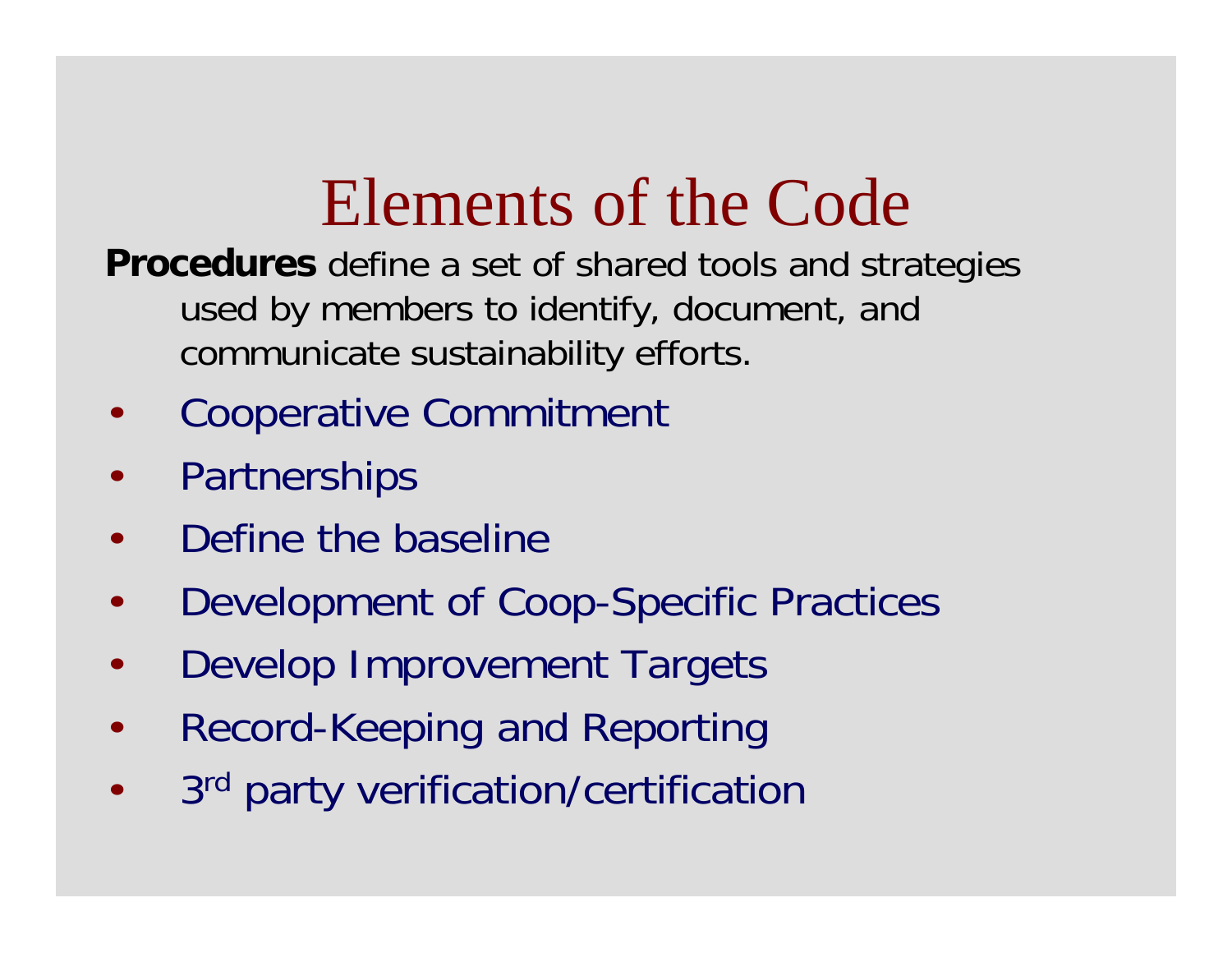# Elements of the Code

**Procedures** define a set of shared tools and strategies used by members to identify, document, and communicate sustainability efforts.

- Cooperative Commitment
- Partnerships
- Define the baseline
- Development of Coop-Specific Practices
- Develop Improvement Targets
- Record-Keeping and Reporting
- 3rd party verification/certification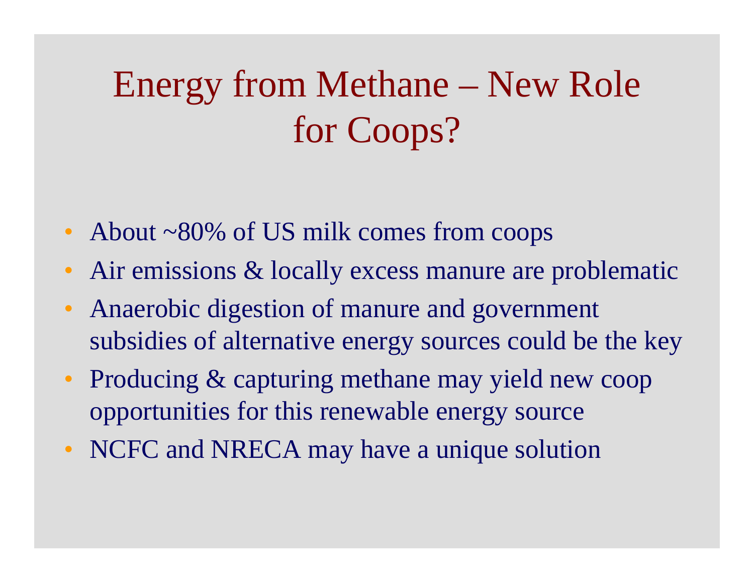# Energy from Methane – New Role for Coops?

- About ~80% of US milk comes from coops
- Air emissions & locally excess manure are problematic
- Anaerobic digestion of manure and government subsidies of alternative energy sources could be the key
- Producing & capturing methane may yield new coop opportunities for this renewable energy source
- NCFC and NRECA may have a unique solution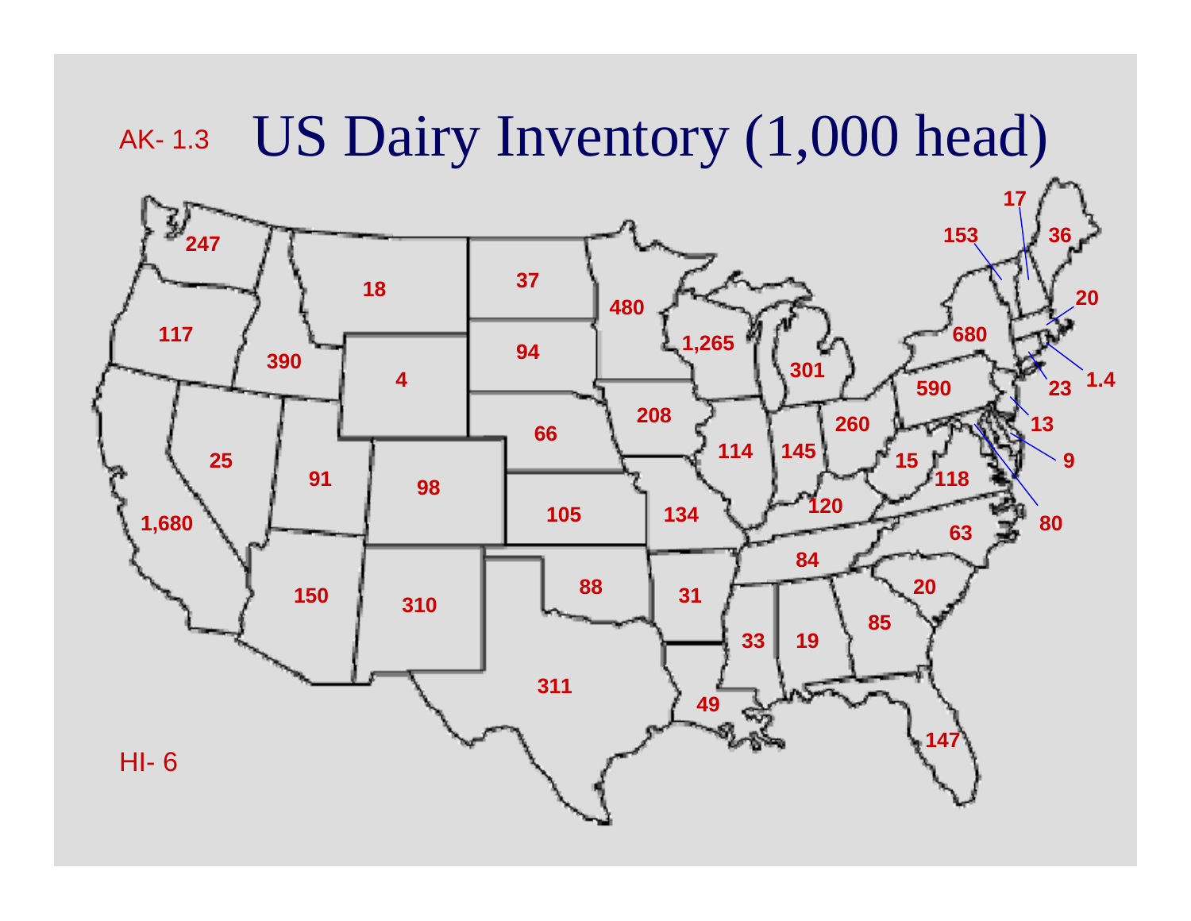# US Dairy Inventory (1,000 head)

AK- 1.3

HI- 6

247 18 37 480 153 17 36 117 390 4 94 1,265 301 680 20 590 23 1.4 208 66 260 13 25 91 98 114 145 15 118 9 105 134 120 80 1,680 63 84 20 150 310 88 31 85 33 19 311 49 147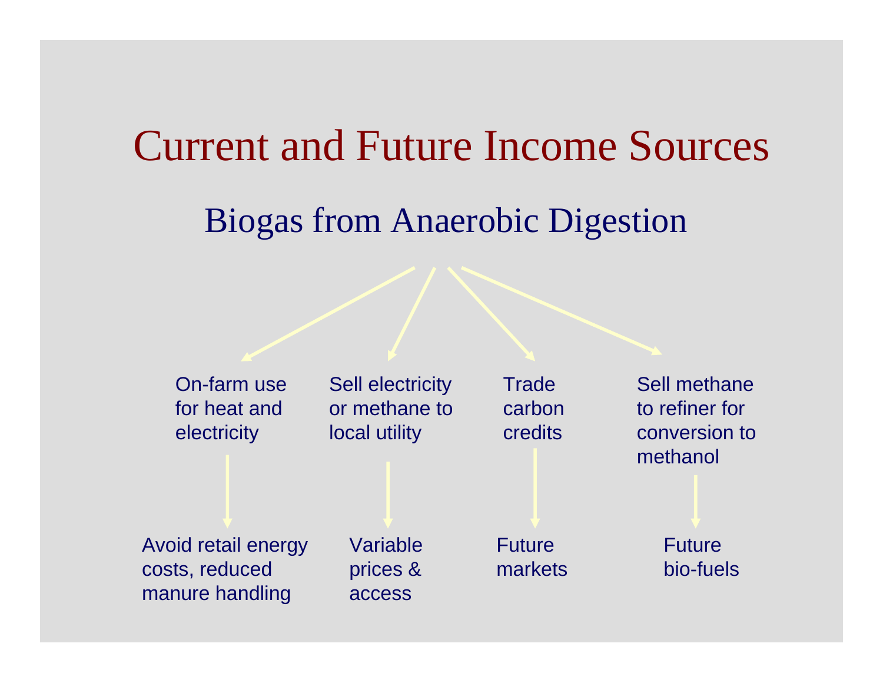# Current and Future Income Sources

## Biogas from Anaerobic Digestion

- On-farm use for heat and electricity
  - Avoid retail energy costs, reduced manure handling
- Sell electricity or methane to local utility
  - Variable prices & access
- Trade carbon credits
  - Future markets
- Sell methane to refiner for conversion to methanol
  - Future bio-fuels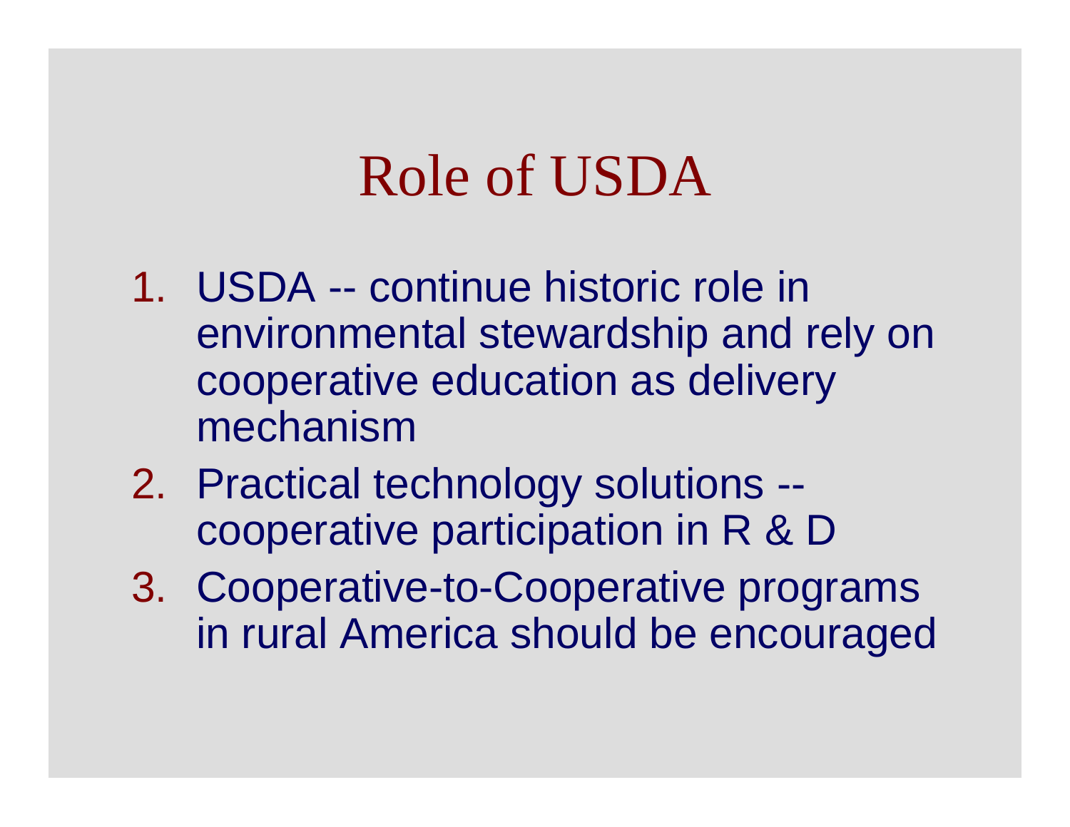# Role of USDA

1. USDA -- continue historic role in environmental stewardship and rely on cooperative education as delivery mechanism
2. Practical technology solutions -- cooperative participation in R & D
3. Cooperative-to-Cooperative programs in rural America should be encouraged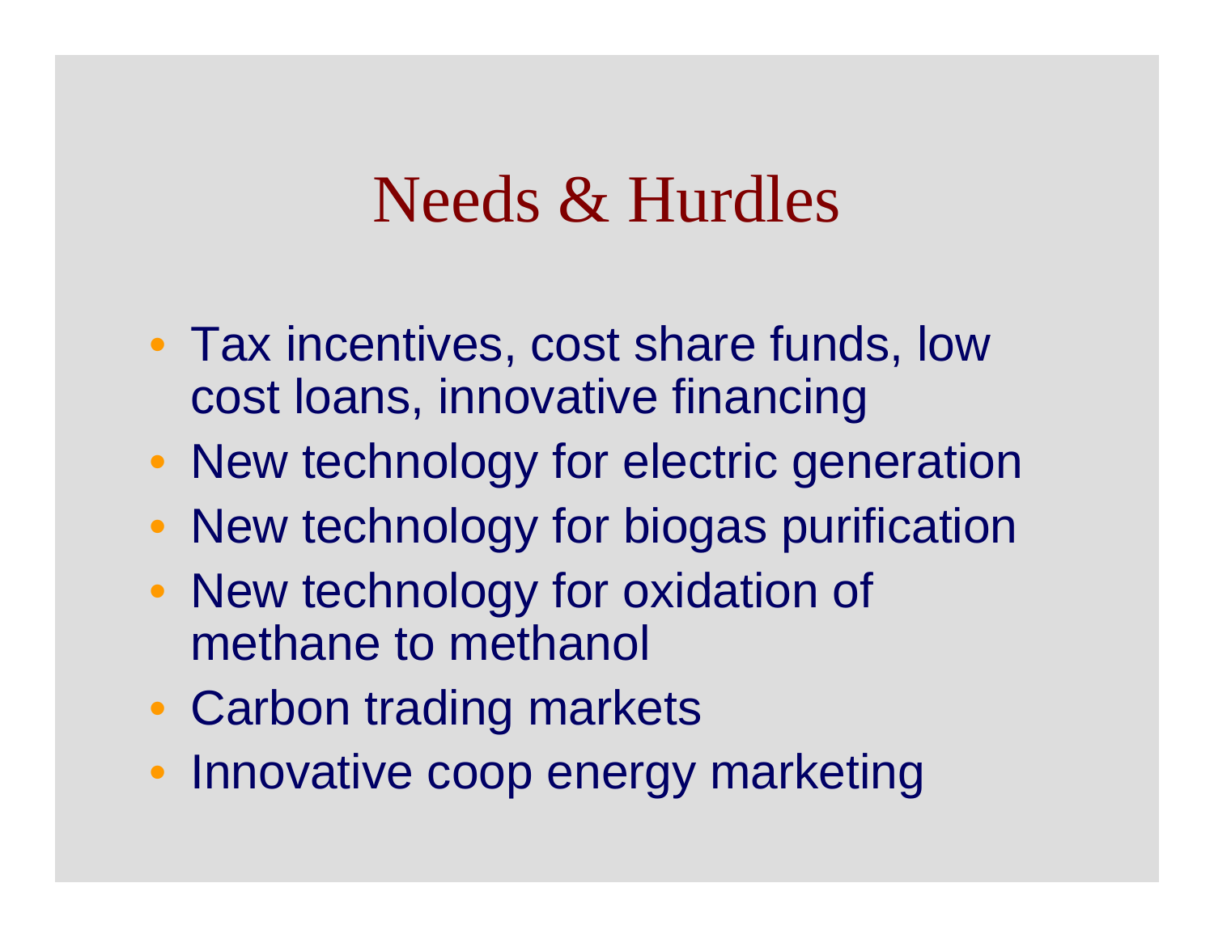# Needs & Hurdles

- Tax incentives, cost share funds, low cost loans, innovative financing
- New technology for electric generation
- New technology for biogas purification
- New technology for oxidation of methane to methanol
- Carbon trading markets
- Innovative coop energy marketing